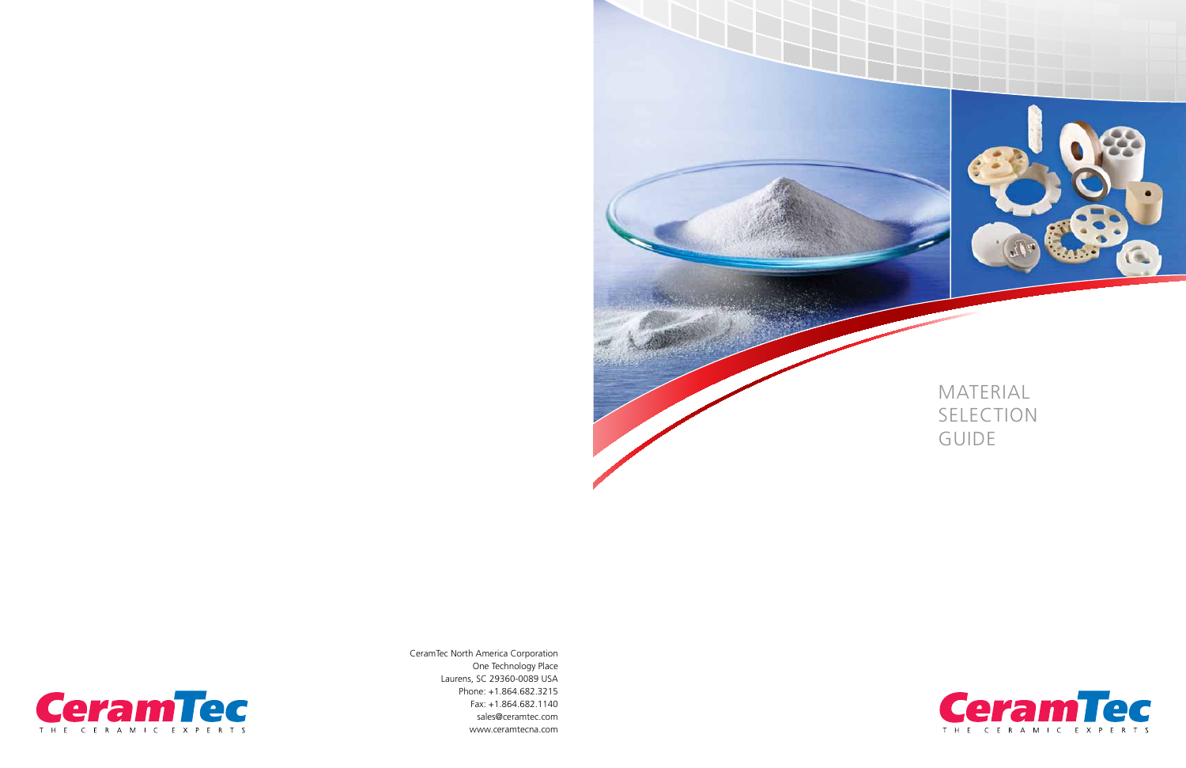# MATERIAL SELECTION GUIDE

CeramTec North America Corporation
One Technology Place
Laurens, SC 29360-0089 USA
Phone: +1.864.682.3215
Fax: +1.864.682.1140
sales@ceramtec.com
www.ceramtecna.com

CeramTec
THE CERAMIC EXPERTS

CeramTec
THE CERAMIC EXPERTS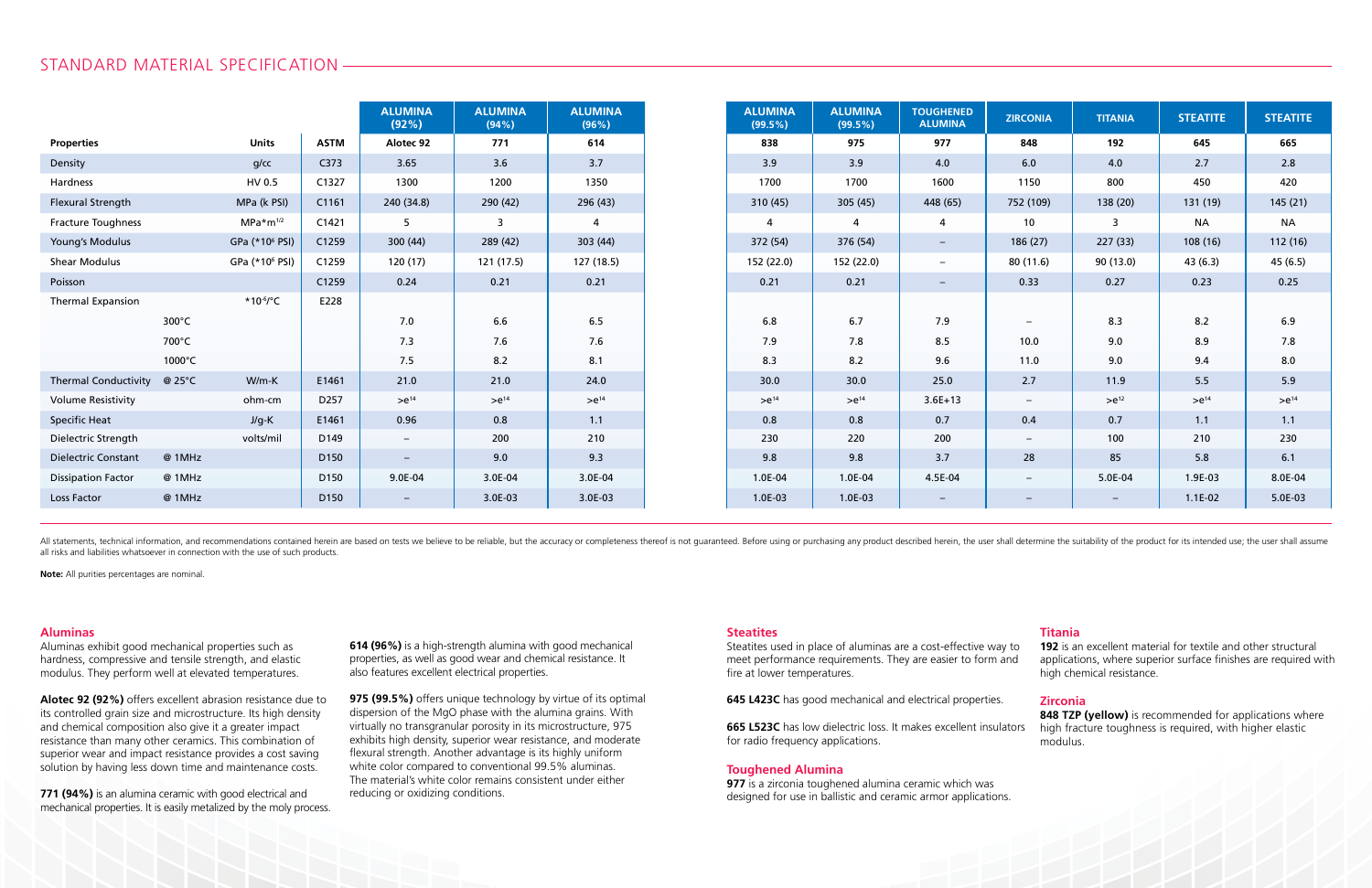## STANDARD MATERIAL SPECIFICATION

| | | | | ALUMINA (92%) | ALUMINA (94%) | ALUMINA (96%) | ALUMINA (99.5%) | ALUMINA (99.5%) | TOUGHENED ALUMINA | ZIRCONIA | TITANIA | STEATITE | STEATITE |
|---|---|---|---|---|---|---|---|---|---|---|---|---|---|
| **Properties** | | **Units** | **ASTM** | **Alotec 92** | **771** | **614** | **838** | **975** | **977** | **848** | **192** | **645** | **665** |
| Density | | g/cc | C373 | 3.65 | 3.6 | 3.7 | 3.9 | 3.9 | 4.0 | 6.0 | 4.0 | 2.7 | 2.8 |
| Hardness | | HV 0.5 | C1327 | 1300 | 1200 | 1350 | 1700 | 1700 | 1600 | 1150 | 800 | 450 | 420 |
| Flexural Strength | | MPa (k PSI) | C1161 | 240 (34.8) | 290 (42) | 296 (43) | 310 (45) | 305 (45) | 448 (65) | 752 (109) | 138 (20) | 131 (19) | 145 (21) |
| Fracture Toughness | | $MPa*m^{1/2}$ | C1421 | 5 | 3 | 4 | 4 | 4 | 4 | 10 | 3 | NA | NA |
| Young's Modulus | | GPa ($*10^6$ PSI) | C1259 | 300 (44) | 289 (42) | 303 (44) | 372 (54) | 376 (54) | – | 186 (27) | 227 (33) | 108 (16) | 112 (16) |
| Shear Modulus | | GPa ($*10^6$ PSI) | C1259 | 120 (17) | 121 (17.5) | 127 (18.5) | 152 (22.0) | 152 (22.0) | – | 80 (11.6) | 90 (13.0) | 43 (6.3) | 45 (6.5) |
| Poisson | | | C1259 | 0.24 | 0.21 | 0.21 | 0.21 | 0.21 | – | 0.33 | 0.27 | 0.23 | 0.25 |
| Thermal Expansion | | $*10^{-6}/°C$ | E228 | | | | | | | | | | |
| | 300°C | | | 7.0 | 6.6 | 6.5 | 6.8 | 6.7 | 7.9 | – | 8.3 | 8.2 | 6.9 |
| | 700°C | | | 7.3 | 7.6 | 7.6 | 7.9 | 7.8 | 8.5 | 10.0 | 9.0 | 8.9 | 7.8 |
| | 1000°C | | | 7.5 | 8.2 | 8.1 | 8.3 | 8.2 | 9.6 | 11.0 | 9.0 | 9.4 | 8.0 |
| Thermal Conductivity | @ 25°C | W/m-K | E1461 | 21.0 | 21.0 | 24.0 | 30.0 | 30.0 | 25.0 | 2.7 | 11.9 | 5.5 | 5.9 |
| Volume Resistivity | | ohm-cm | D257 | $>e^{14}$ | $>e^{14}$ | $>e^{14}$ | $>e^{14}$ | $>e^{14}$ | 3.6E+13 | – | $>e^{12}$ | $>e^{14}$ | $>e^{14}$ |
| Specific Heat | | J/g-K | E1461 | 0.96 | 0.8 | 1.1 | 0.8 | 0.8 | 0.7 | 0.4 | 0.7 | 1.1 | 1.1 |
| Dielectric Strength | | volts/mil | D149 | – | 200 | 210 | 230 | 220 | 200 | – | 100 | 210 | 230 |
| Dielectric Constant | @ 1MHz | | D150 | – | 9.0 | 9.3 | 9.8 | 9.8 | 3.7 | 28 | 85 | 5.8 | 6.1 |
| Dissipation Factor | @ 1MHz | | D150 | 9.0E-04 | 3.0E-04 | 3.0E-04 | 1.0E-04 | 1.0E-04 | 4.5E-04 | – | 5.0E-04 | 1.9E-03 | 8.0E-04 |
| Loss Factor | @ 1MHz | | D150 | – | 3.0E-03 | 3.0E-03 | 1.0E-03 | 1.0E-03 | – | – | – | 1.1E-02 | 5.0E-03 |

All statements, technical information, and recommendations contained herein are based on tests we believe to be reliable, but the accuracy or completeness thereof is not guaranteed. Before using or purchasing any product described herein, the user shall determine the suitability of the product for its intended use; the user shall assume all risks and liabilities whatsoever in connection with the use of such products.

**Note:** All purities percentages are nominal.

### Aluminas

Aluminas exhibit good mechanical properties such as hardness, compressive and tensile strength, and elastic modulus. They perform well at elevated temperatures.

**Alotec 92 (92%)** offers excellent abrasion resistance due to its controlled grain size and microstructure. Its high density and chemical composition also give it a greater impact resistance than many other ceramics. This combination of superior wear and impact resistance provides a cost saving solution by having less down time and maintenance costs.

**771 (94%)** is an alumina ceramic with good electrical and mechanical properties. It is easily metalized by the moly process.

**614 (96%)** is a high-strength alumina with good mechanical properties, as well as good wear and chemical resistance. It also features excellent electrical properties.

**975 (99.5%)** offers unique technology by virtue of its optimal dispersion of the MgO phase with the alumina grains. With virtually no transgranular porosity in its microstructure, 975 exhibits high density, superior wear resistance, and moderate flexural strength. Another advantage is its highly uniform white color compared to conventional 99.5% aluminas. The material's white color remains consistent under either reducing or oxidizing conditions.

### Steatites

Steatites used in place of aluminas are a cost-effective way to meet performance requirements. They are easier to form and fire at lower temperatures.

**645 L423C** has good mechanical and electrical properties.

**665 L523C** has low dielectric loss. It makes excellent insulators for radio frequency applications.

### Toughened Alumina

**977** is a zirconia toughened alumina ceramic which was designed for use in ballistic and ceramic armor applications.

### Titania

**192** is an excellent material for textile and other structural applications, where superior surface finishes are required with high chemical resistance.

### Zirconia

**848 TZP (yellow)** is recommended for applications where high fracture toughness is required, with higher elastic modulus.